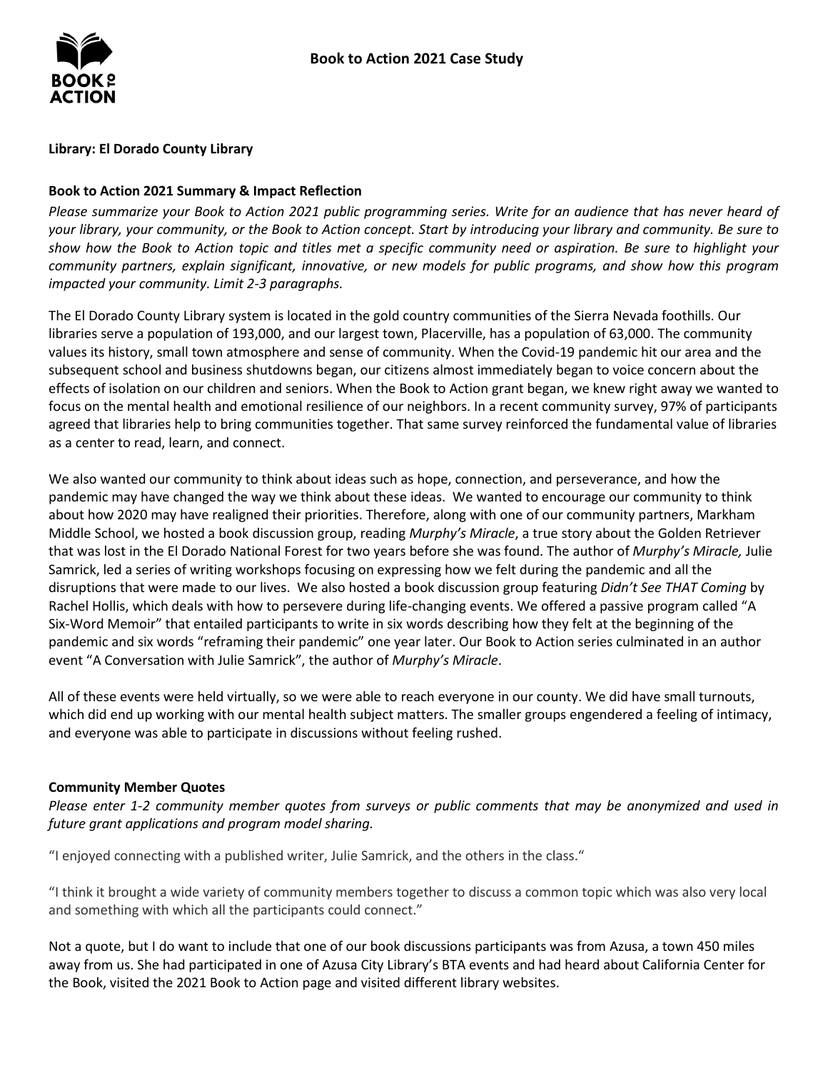# Book to Action 2021 Case Study

**Library: El Dorado County Library**

**Book to Action 2021 Summary & Impact Reflection**

*Please summarize your Book to Action 2021 public programming series. Write for an audience that has never heard of your library, your community, or the Book to Action concept. Start by introducing your library and community. Be sure to show how the Book to Action topic and titles met a specific community need or aspiration. Be sure to highlight your community partners, explain significant, innovative, or new models for public programs, and show how this program impacted your community. Limit 2-3 paragraphs.*

The El Dorado County Library system is located in the gold country communities of the Sierra Nevada foothills. Our libraries serve a population of 193,000, and our largest town, Placerville, has a population of 63,000. The community values its history, small town atmosphere and sense of community. When the Covid-19 pandemic hit our area and the subsequent school and business shutdowns began, our citizens almost immediately began to voice concern about the effects of isolation on our children and seniors. When the Book to Action grant began, we knew right away we wanted to focus on the mental health and emotional resilience of our neighbors. In a recent community survey, 97% of participants agreed that libraries help to bring communities together. That same survey reinforced the fundamental value of libraries as a center to read, learn, and connect.

We also wanted our community to think about ideas such as hope, connection, and perseverance, and how the pandemic may have changed the way we think about these ideas. We wanted to encourage our community to think about how 2020 may have realigned their priorities. Therefore, along with one of our community partners, Markham Middle School, we hosted a book discussion group, reading *Murphy's Miracle*, a true story about the Golden Retriever that was lost in the El Dorado National Forest for two years before she was found. The author of *Murphy's Miracle,* Julie Samrick, led a series of writing workshops focusing on expressing how we felt during the pandemic and all the disruptions that were made to our lives. We also hosted a book discussion group featuring *Didn't See THAT Coming* by Rachel Hollis, which deals with how to persevere during life-changing events. We offered a passive program called "A Six-Word Memoir" that entailed participants to write in six words describing how they felt at the beginning of the pandemic and six words "reframing their pandemic" one year later. Our Book to Action series culminated in an author event "A Conversation with Julie Samrick", the author of *Murphy's Miracle*.

All of these events were held virtually, so we were able to reach everyone in our county. We did have small turnouts, which did end up working with our mental health subject matters. The smaller groups engendered a feeling of intimacy, and everyone was able to participate in discussions without feeling rushed.

**Community Member Quotes**

*Please enter 1-2 community member quotes from surveys or public comments that may be anonymized and used in future grant applications and program model sharing.*

"I enjoyed connecting with a published writer, Julie Samrick, and the others in the class."

"I think it brought a wide variety of community members together to discuss a common topic which was also very local and something with which all the participants could connect."

Not a quote, but I do want to include that one of our book discussions participants was from Azusa, a town 450 miles away from us. She had participated in one of Azusa City Library's BTA events and had heard about California Center for the Book, visited the 2021 Book to Action page and visited different library websites.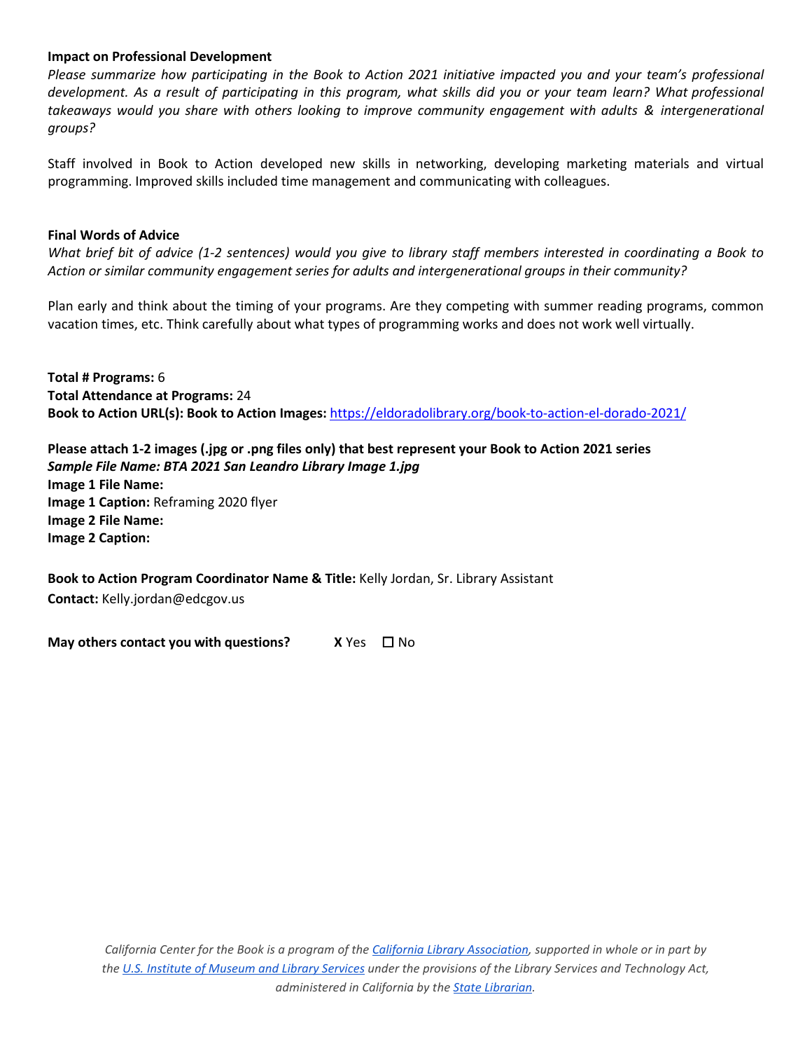**Impact on Professional Development**

*Please summarize how participating in the Book to Action 2021 initiative impacted you and your team's professional development. As a result of participating in this program, what skills did you or your team learn? What professional takeaways would you share with others looking to improve community engagement with adults & intergenerational groups?*

Staff involved in Book to Action developed new skills in networking, developing marketing materials and virtual programming. Improved skills included time management and communicating with colleagues.

**Final Words of Advice**

*What brief bit of advice (1-2 sentences) would you give to library staff members interested in coordinating a Book to Action or similar community engagement series for adults and intergenerational groups in their community?*

Plan early and think about the timing of your programs. Are they competing with summer reading programs, common vacation times, etc. Think carefully about what types of programming works and does not work well virtually.

**Total # Programs:** 6
**Total Attendance at Programs:** 24
**Book to Action URL(s): Book to Action Images:** https://eldoradolibrary.org/book-to-action-el-dorado-2021/

**Please attach 1-2 images (.jpg or .png files only) that best represent your Book to Action 2021 series**
***Sample File Name: BTA 2021 San Leandro Library Image 1.jpg***
**Image 1 File Name:**
**Image 1 Caption:** Reframing 2020 flyer
**Image 2 File Name:**
**Image 2 Caption:**

**Book to Action Program Coordinator Name & Title:** Kelly Jordan, Sr. Library Assistant
**Contact:** Kelly.jordan@edcgov.us

**May others contact you with questions?** **X** Yes ☐ No

*California Center for the Book is a program of the California Library Association, supported in whole or in part by the U.S. Institute of Museum and Library Services under the provisions of the Library Services and Technology Act, administered in California by the State Librarian.*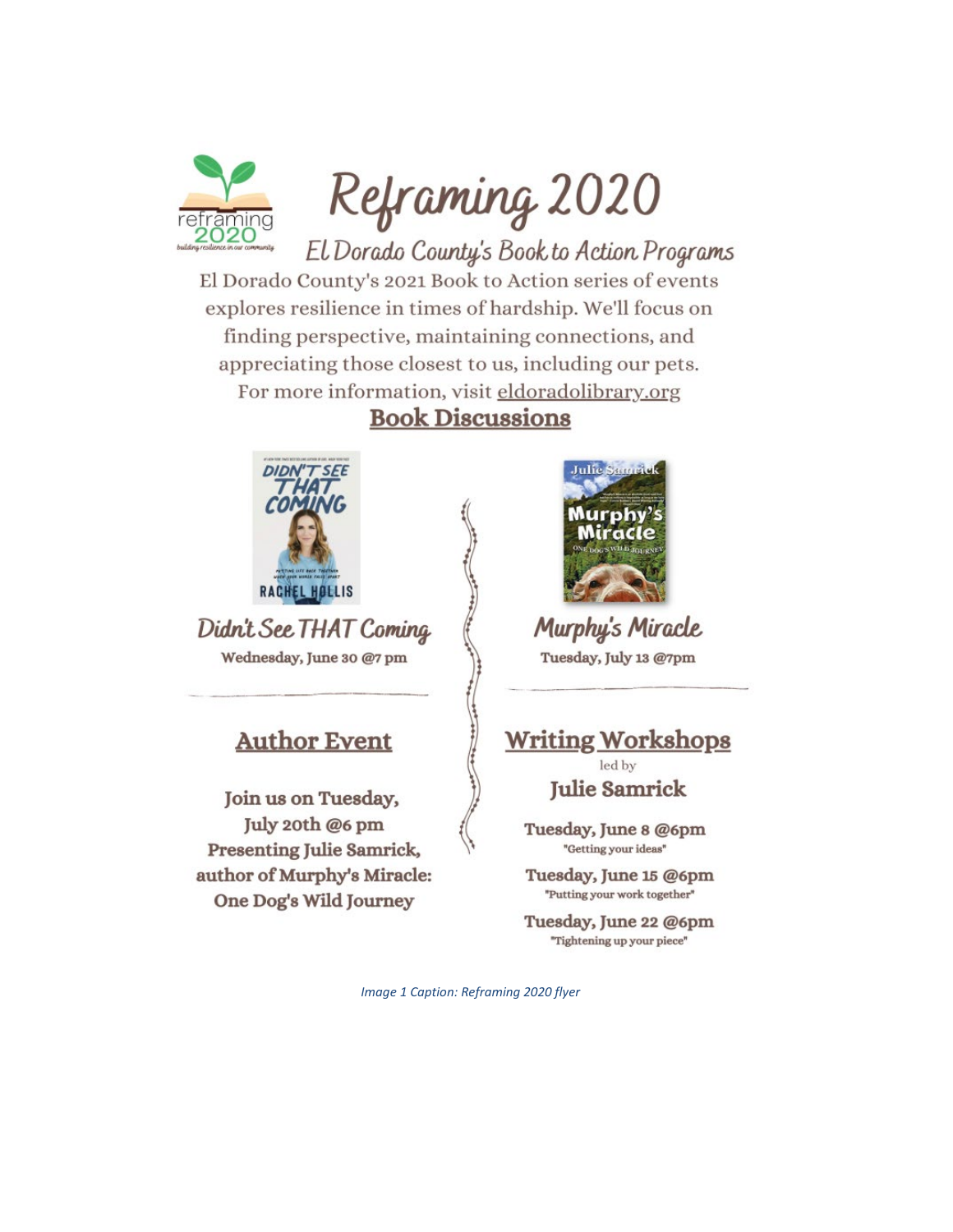# Reframing 2020

## El Dorado County's Book to Action Programs

El Dorado County's 2021 Book to Action series of events explores resilience in times of hardship. We'll focus on finding perspective, maintaining connections, and appreciating those closest to us, including our pets. For more information, visit eldoradolibrary.org

## Book Discussions

### Didn't See THAT Coming

Wednesday, June 30 @7 pm

### Murphy's Miracle

Tuesday, July 13 @7pm

## Author Event

**Join us on Tuesday, July 20th @6 pm Presenting Julie Samrick, author of Murphy's Miracle: One Dog's Wild Journey**

## Writing Workshops

led by

**Julie Samrick**

**Tuesday, June 8 @6pm**
"Getting your ideas"

**Tuesday, June 15 @6pm**
"Putting your work together"

**Tuesday, June 22 @6pm**
"Tightening up your piece"

*Image 1 Caption: Reframing 2020 flyer*